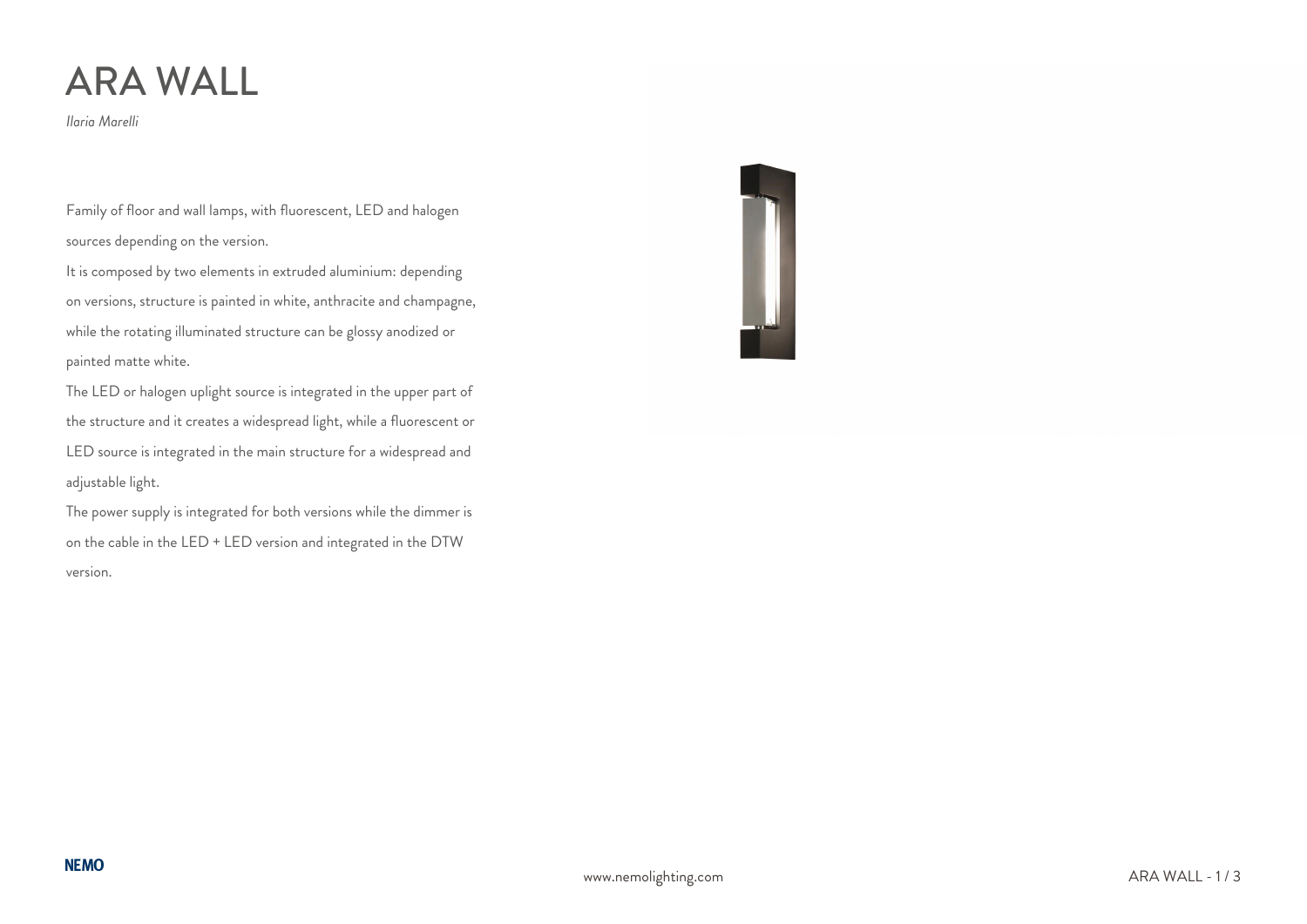# ARA WALL

*Ilaria Marelli*

Family of floor and wall lamps, with fluorescent, LED and halogen sources depending on the version.

It is composed by two elements in extruded aluminium: depending on versions, structure is painted in white, anthracite and champagne, while the rotating illuminated structure can be glossy anodized or painted matte white.

The LED or halogen uplight source is integrated in the upper part of the structure and it creates a widespread light, while a fluorescent or LED source is integrated in the main structure for a widespread and adjustable light.

The power supply is integrated for both versions while the dimmer is on the cable in the LED + LED version and integrated in the DTW version.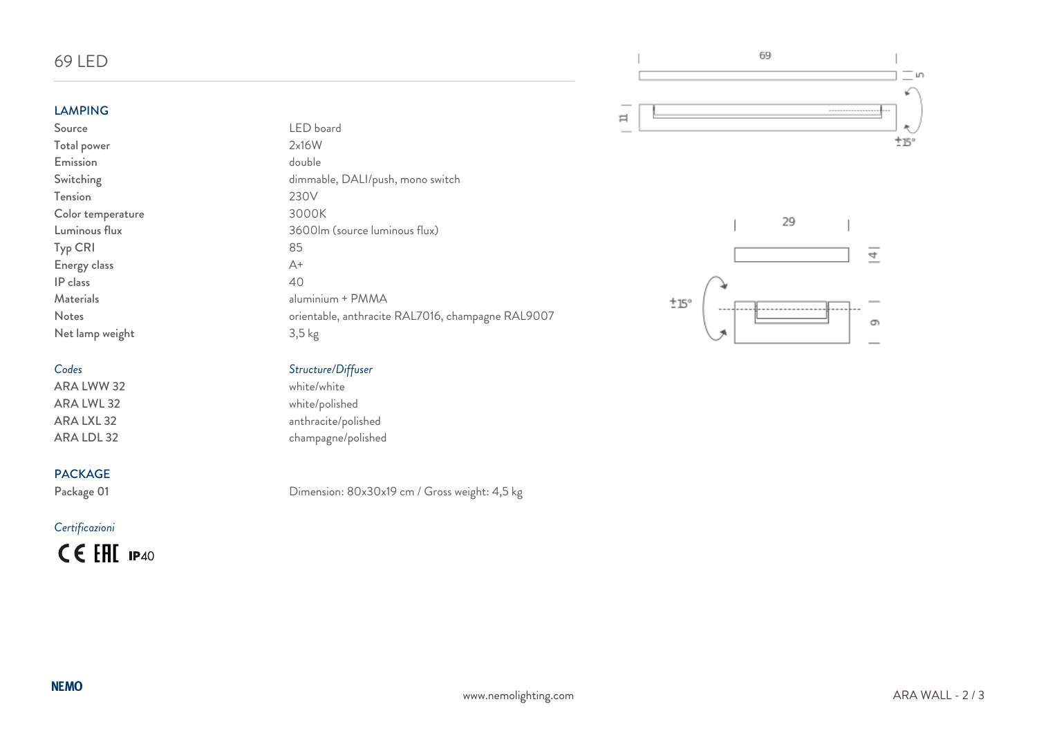# 69 LED

## LAMPING

| | |
|---|---|
| Source | LED board |
| Total power | 2x16W |
| Emission | double |
| Switching | dimmable, DALI/push, mono switch |
| Tension | 230V |
| Color temperature | 3000K |
| Luminous flux | 3600lm (source luminous flux) |
| Typ CRI | 85 |
| Energy class | A+ |
| IP class | 40 |
| Materials | aluminium + PMMA |
| Notes | orientable, anthracite RAL7016, champagne RAL9007 |
| Net lamp weight | 3,5 kg |

| *Codes* | *Structure/Diffuser* |
|---|---|
| ARA LWW 32 | white/white |
| ARA LWL 32 | white/polished |
| ARA LXL 32 | anthracite/polished |
| ARA LDL 32 | champagne/polished |

## PACKAGE

| | |
|---|---|
| Package 01 | Dimension: 80x30x19 cm / Gross weight: 4,5 kg |

*Certificazioni*

CE EAC IP40

69

5

11

±15°

29

14

±15°

9

NEMO

www.nemolighting.com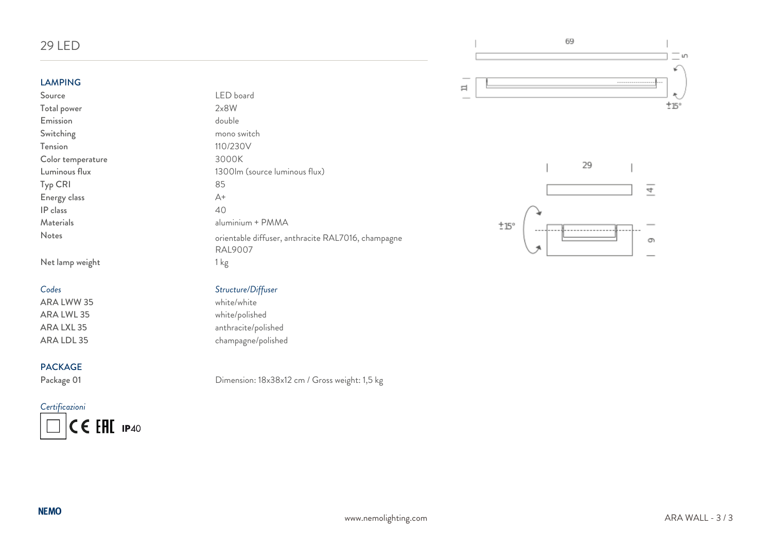# 29 LED

## LAMPING

| | |
|---|---|
| Source | LED board |
| Total power | 2x8W |
| Emission | double |
| Switching | mono switch |
| Tension | 110/230V |
| Color temperature | 3000K |
| Luminous flux | 1300lm (source luminous flux) |
| Typ CRI | 85 |
| Energy class | A+ |
| IP class | 40 |
| Materials | aluminium + PMMA |
| Notes | orientable diffuser, anthracite RAL7016, champagne RAL9007 |
| Net lamp weight | 1 kg |

| *Codes* | *Structure/Diffuser* |
|---|---|
| ARA LWW 35 | white/white |
| ARA LWL 35 | white/polished |
| ARA LXL 35 | anthracite/polished |
| ARA LDL 35 | champagne/polished |

## PACKAGE

| | |
|---|---|
| Package 01 | Dimension: 18x38x12 cm / Gross weight: 1,5 kg |

*Certificazioni*

CE EAC IP40

69

5

11

±15°

29

4

±15°

9

NEMO

www.nemolighting.com

ARA WALL